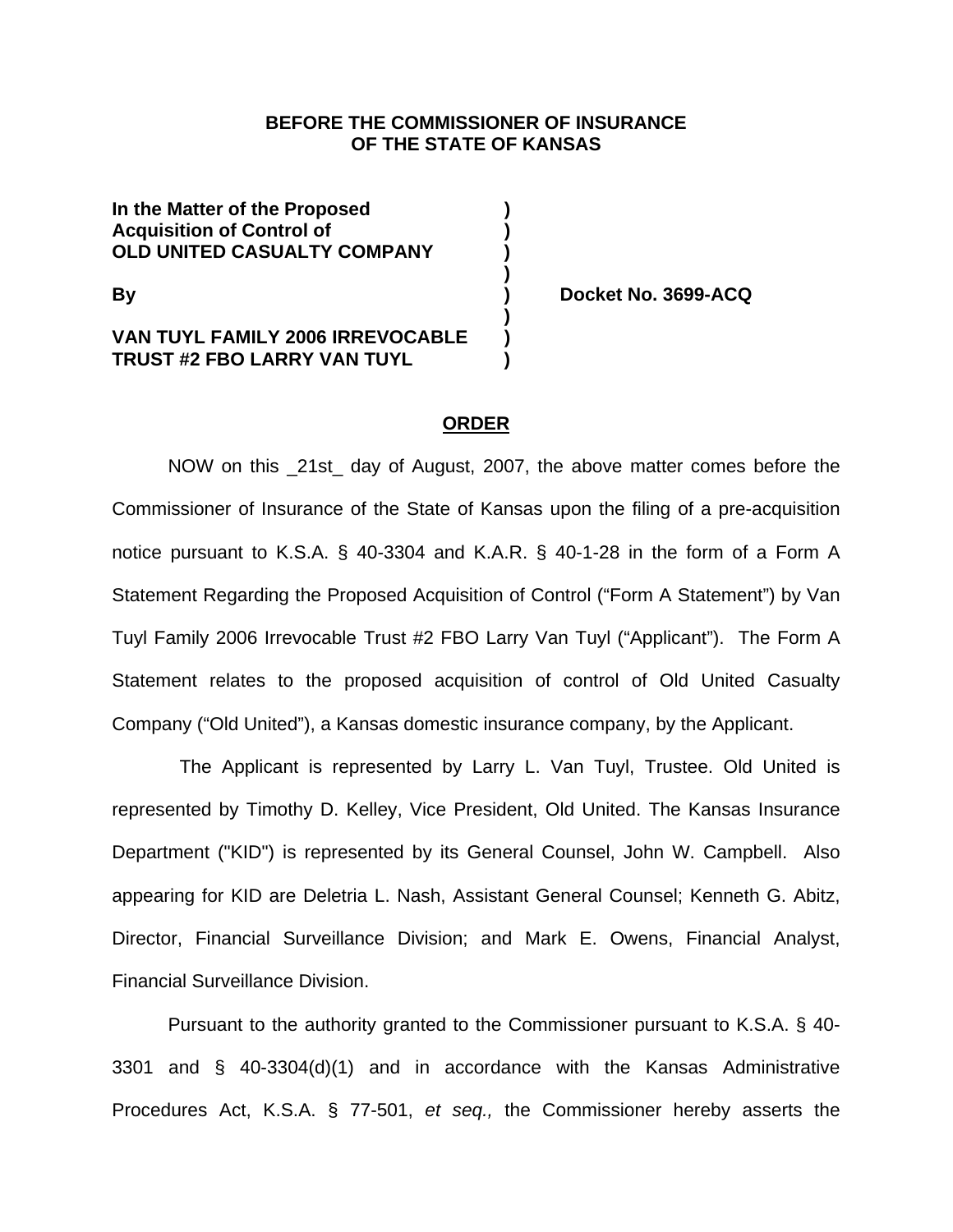**BEFORE THE COMMISSIONER OF INSURANCE**
**OF THE STATE OF KANSAS**

| | | |
|---|---|---|
| **In the Matter of the Proposed** | **)** | |
| **Acquisition of Control of** | **)** | |
| **OLD UNITED CASUALTY COMPANY** | **)** | |
| | **)** | |
| **By** | **)** | **Docket No. 3699-ACQ** |
| | **)** | |
| **VAN TUYL FAMILY 2006 IRREVOCABLE** | **)** | |
| **TRUST #2 FBO LARRY VAN TUYL** | **)** | |

**ORDER**

NOW on this _21st_ day of August, 2007, the above matter comes before the Commissioner of Insurance of the State of Kansas upon the filing of a pre-acquisition notice pursuant to K.S.A. § 40-3304 and K.A.R. § 40-1-28 in the form of a Form A Statement Regarding the Proposed Acquisition of Control ("Form A Statement") by Van Tuyl Family 2006 Irrevocable Trust #2 FBO Larry Van Tuyl ("Applicant"). The Form A Statement relates to the proposed acquisition of control of Old United Casualty Company ("Old United"), a Kansas domestic insurance company, by the Applicant.

The Applicant is represented by Larry L. Van Tuyl, Trustee. Old United is represented by Timothy D. Kelley, Vice President, Old United. The Kansas Insurance Department ("KID") is represented by its General Counsel, John W. Campbell. Also appearing for KID are Deletria L. Nash, Assistant General Counsel; Kenneth G. Abitz, Director, Financial Surveillance Division; and Mark E. Owens, Financial Analyst, Financial Surveillance Division.

Pursuant to the authority granted to the Commissioner pursuant to K.S.A. § 40-3301 and § 40-3304(d)(1) and in accordance with the Kansas Administrative Procedures Act, K.S.A. § 77-501, *et seq.,* the Commissioner hereby asserts the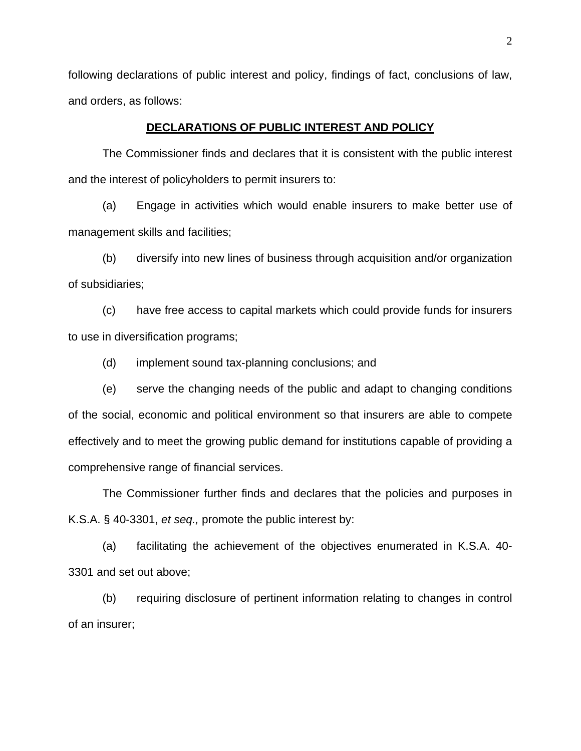following declarations of public interest and policy, findings of fact, conclusions of law, and orders, as follows:

## DECLARATIONS OF PUBLIC INTEREST AND POLICY

The Commissioner finds and declares that it is consistent with the public interest and the interest of policyholders to permit insurers to:

(a) Engage in activities which would enable insurers to make better use of management skills and facilities;

(b) diversify into new lines of business through acquisition and/or organization of subsidiaries;

(c) have free access to capital markets which could provide funds for insurers to use in diversification programs;

(d) implement sound tax-planning conclusions; and

(e) serve the changing needs of the public and adapt to changing conditions of the social, economic and political environment so that insurers are able to compete effectively and to meet the growing public demand for institutions capable of providing a comprehensive range of financial services.

The Commissioner further finds and declares that the policies and purposes in K.S.A. § 40-3301, *et seq.,* promote the public interest by:

(a) facilitating the achievement of the objectives enumerated in K.S.A. 40-3301 and set out above;

(b) requiring disclosure of pertinent information relating to changes in control of an insurer;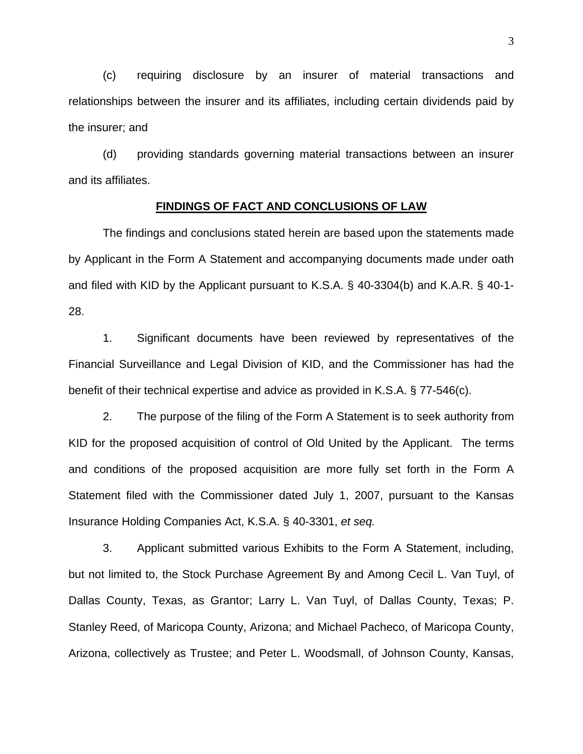(c) requiring disclosure by an insurer of material transactions and relationships between the insurer and its affiliates, including certain dividends paid by the insurer; and

(d) providing standards governing material transactions between an insurer and its affiliates.

## FINDINGS OF FACT AND CONCLUSIONS OF LAW

The findings and conclusions stated herein are based upon the statements made by Applicant in the Form A Statement and accompanying documents made under oath and filed with KID by the Applicant pursuant to K.S.A. § 40-3304(b) and K.A.R. § 40-1-28.

1. Significant documents have been reviewed by representatives of the Financial Surveillance and Legal Division of KID, and the Commissioner has had the benefit of their technical expertise and advice as provided in K.S.A. § 77-546(c).

2. The purpose of the filing of the Form A Statement is to seek authority from KID for the proposed acquisition of control of Old United by the Applicant. The terms and conditions of the proposed acquisition are more fully set forth in the Form A Statement filed with the Commissioner dated July 1, 2007, pursuant to the Kansas Insurance Holding Companies Act, K.S.A. § 40-3301, *et seq.*

3. Applicant submitted various Exhibits to the Form A Statement, including, but not limited to, the Stock Purchase Agreement By and Among Cecil L. Van Tuyl, of Dallas County, Texas, as Grantor; Larry L. Van Tuyl, of Dallas County, Texas; P. Stanley Reed, of Maricopa County, Arizona; and Michael Pacheco, of Maricopa County, Arizona, collectively as Trustee; and Peter L. Woodsmall, of Johnson County, Kansas,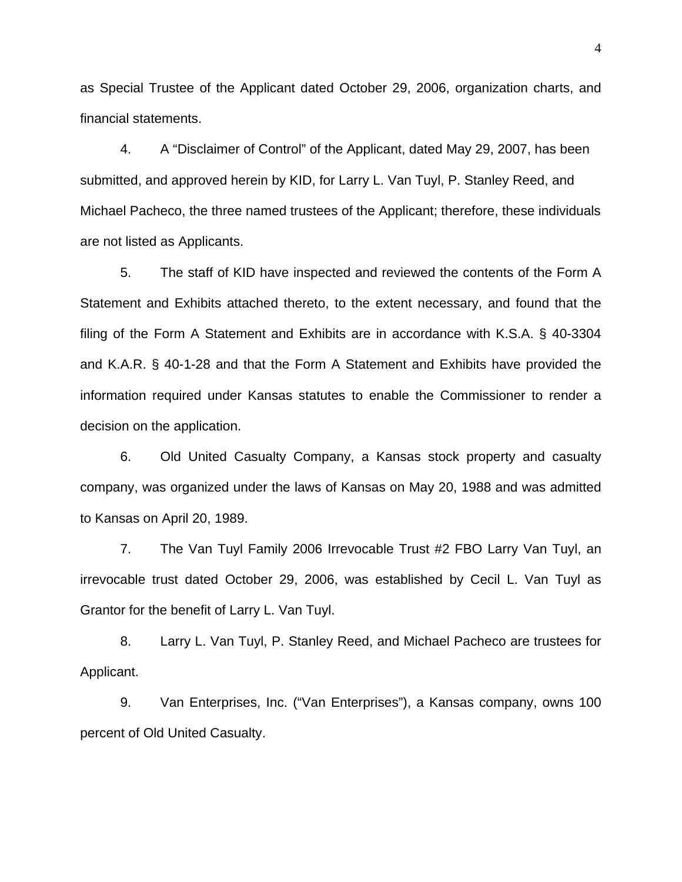as Special Trustee of the Applicant dated October 29, 2006, organization charts, and financial statements.

4. A "Disclaimer of Control" of the Applicant, dated May 29, 2007, has been submitted, and approved herein by KID, for Larry L. Van Tuyl, P. Stanley Reed, and Michael Pacheco, the three named trustees of the Applicant; therefore, these individuals are not listed as Applicants.

5. The staff of KID have inspected and reviewed the contents of the Form A Statement and Exhibits attached thereto, to the extent necessary, and found that the filing of the Form A Statement and Exhibits are in accordance with K.S.A. § 40-3304 and K.A.R. § 40-1-28 and that the Form A Statement and Exhibits have provided the information required under Kansas statutes to enable the Commissioner to render a decision on the application.

6. Old United Casualty Company, a Kansas stock property and casualty company, was organized under the laws of Kansas on May 20, 1988 and was admitted to Kansas on April 20, 1989.

7. The Van Tuyl Family 2006 Irrevocable Trust #2 FBO Larry Van Tuyl, an irrevocable trust dated October 29, 2006, was established by Cecil L. Van Tuyl as Grantor for the benefit of Larry L. Van Tuyl.

8. Larry L. Van Tuyl, P. Stanley Reed, and Michael Pacheco are trustees for Applicant.

9. Van Enterprises, Inc. ("Van Enterprises"), a Kansas company, owns 100 percent of Old United Casualty.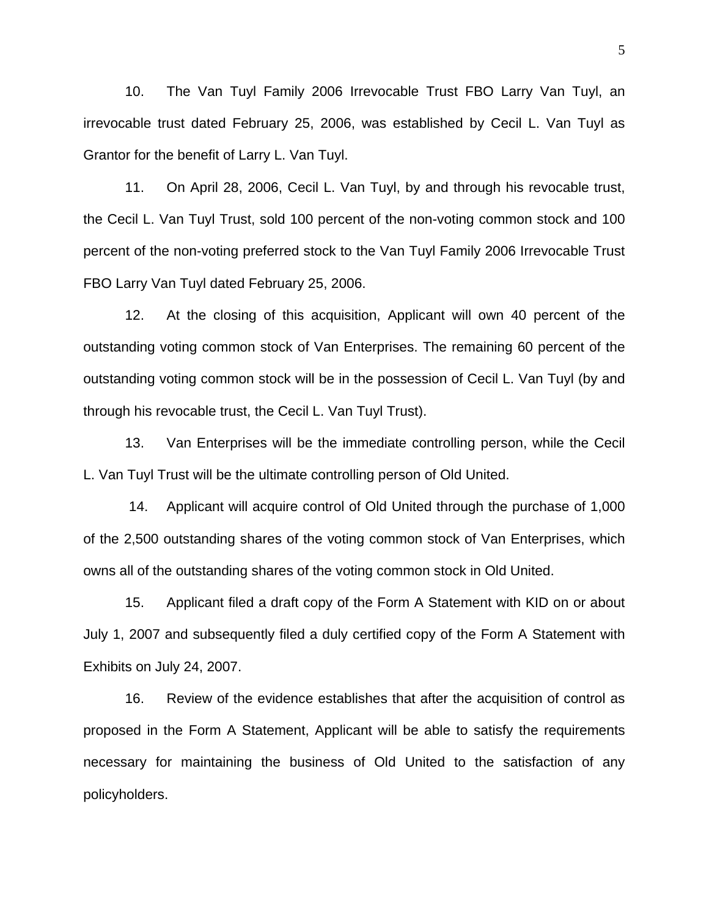10. The Van Tuyl Family 2006 Irrevocable Trust FBO Larry Van Tuyl, an irrevocable trust dated February 25, 2006, was established by Cecil L. Van Tuyl as Grantor for the benefit of Larry L. Van Tuyl.

11. On April 28, 2006, Cecil L. Van Tuyl, by and through his revocable trust, the Cecil L. Van Tuyl Trust, sold 100 percent of the non-voting common stock and 100 percent of the non-voting preferred stock to the Van Tuyl Family 2006 Irrevocable Trust FBO Larry Van Tuyl dated February 25, 2006.

12. At the closing of this acquisition, Applicant will own 40 percent of the outstanding voting common stock of Van Enterprises. The remaining 60 percent of the outstanding voting common stock will be in the possession of Cecil L. Van Tuyl (by and through his revocable trust, the Cecil L. Van Tuyl Trust).

13. Van Enterprises will be the immediate controlling person, while the Cecil L. Van Tuyl Trust will be the ultimate controlling person of Old United.

14. Applicant will acquire control of Old United through the purchase of 1,000 of the 2,500 outstanding shares of the voting common stock of Van Enterprises, which owns all of the outstanding shares of the voting common stock in Old United.

15. Applicant filed a draft copy of the Form A Statement with KID on or about July 1, 2007 and subsequently filed a duly certified copy of the Form A Statement with Exhibits on July 24, 2007.

16. Review of the evidence establishes that after the acquisition of control as proposed in the Form A Statement, Applicant will be able to satisfy the requirements necessary for maintaining the business of Old United to the satisfaction of any policyholders.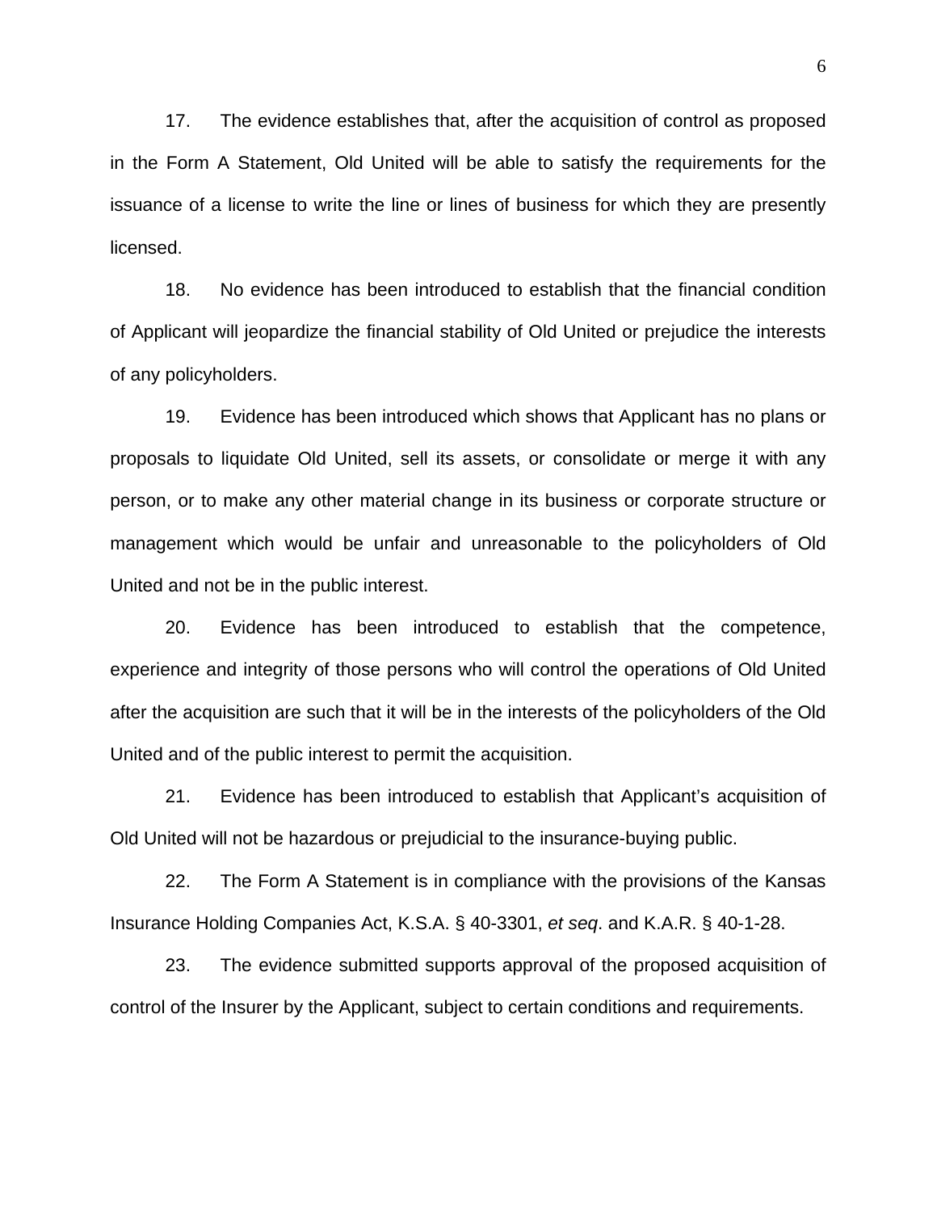17. The evidence establishes that, after the acquisition of control as proposed in the Form A Statement, Old United will be able to satisfy the requirements for the issuance of a license to write the line or lines of business for which they are presently licensed.

18. No evidence has been introduced to establish that the financial condition of Applicant will jeopardize the financial stability of Old United or prejudice the interests of any policyholders.

19. Evidence has been introduced which shows that Applicant has no plans or proposals to liquidate Old United, sell its assets, or consolidate or merge it with any person, or to make any other material change in its business or corporate structure or management which would be unfair and unreasonable to the policyholders of Old United and not be in the public interest.

20. Evidence has been introduced to establish that the competence, experience and integrity of those persons who will control the operations of Old United after the acquisition are such that it will be in the interests of the policyholders of the Old United and of the public interest to permit the acquisition.

21. Evidence has been introduced to establish that Applicant's acquisition of Old United will not be hazardous or prejudicial to the insurance-buying public.

22. The Form A Statement is in compliance with the provisions of the Kansas Insurance Holding Companies Act, K.S.A. § 40-3301, *et seq*. and K.A.R. § 40-1-28.

23. The evidence submitted supports approval of the proposed acquisition of control of the Insurer by the Applicant, subject to certain conditions and requirements.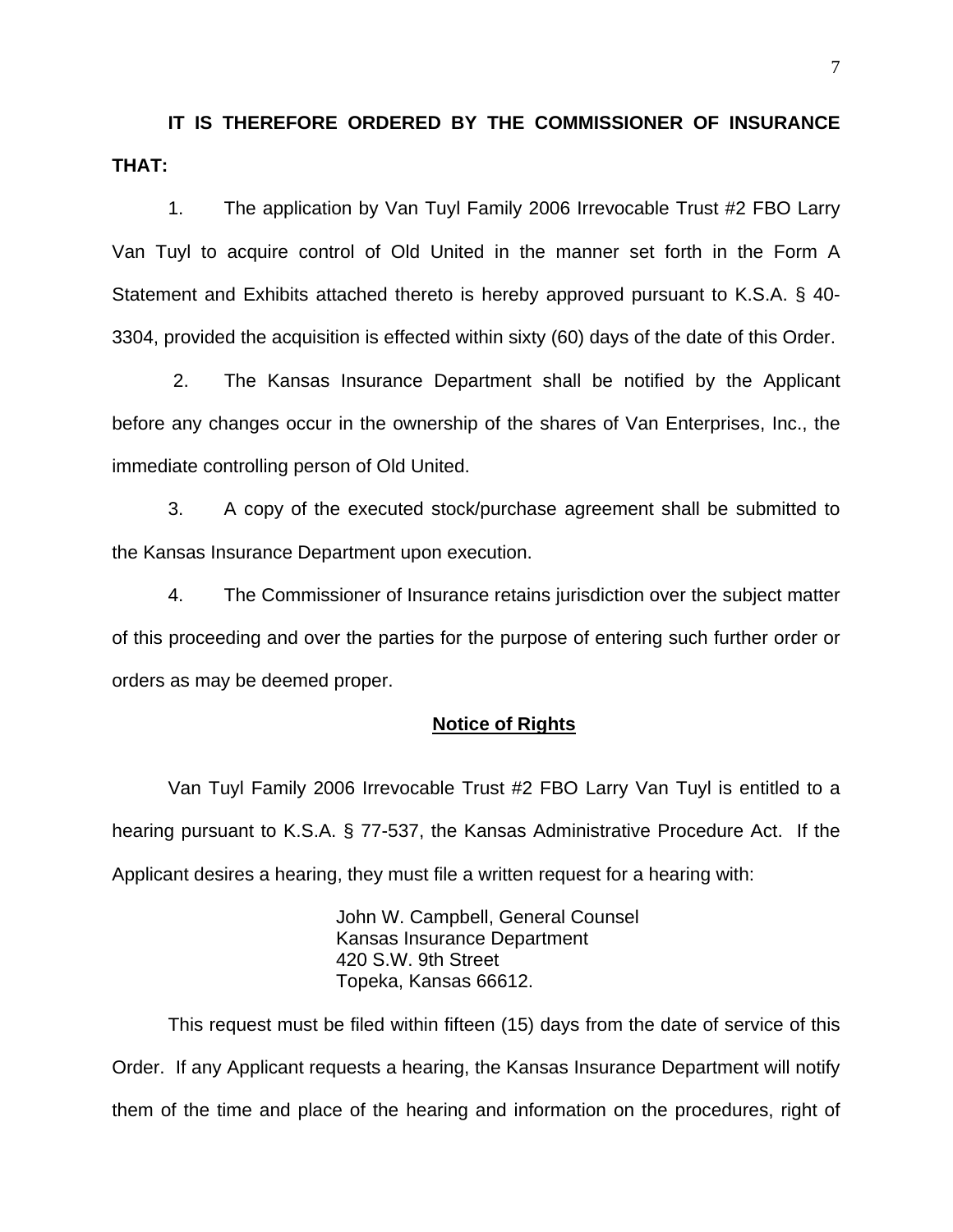**IT IS THEREFORE ORDERED BY THE COMMISSIONER OF INSURANCE THAT:**

1. The application by Van Tuyl Family 2006 Irrevocable Trust #2 FBO Larry Van Tuyl to acquire control of Old United in the manner set forth in the Form A Statement and Exhibits attached thereto is hereby approved pursuant to K.S.A. § 40-3304, provided the acquisition is effected within sixty (60) days of the date of this Order.

2. The Kansas Insurance Department shall be notified by the Applicant before any changes occur in the ownership of the shares of Van Enterprises, Inc., the immediate controlling person of Old United.

3. A copy of the executed stock/purchase agreement shall be submitted to the Kansas Insurance Department upon execution.

4. The Commissioner of Insurance retains jurisdiction over the subject matter of this proceeding and over the parties for the purpose of entering such further order or orders as may be deemed proper.

**Notice of Rights**

Van Tuyl Family 2006 Irrevocable Trust #2 FBO Larry Van Tuyl is entitled to a hearing pursuant to K.S.A. § 77-537, the Kansas Administrative Procedure Act. If the Applicant desires a hearing, they must file a written request for a hearing with:

John W. Campbell, General Counsel
Kansas Insurance Department
420 S.W. 9th Street
Topeka, Kansas 66612.

This request must be filed within fifteen (15) days from the date of service of this Order. If any Applicant requests a hearing, the Kansas Insurance Department will notify them of the time and place of the hearing and information on the procedures, right of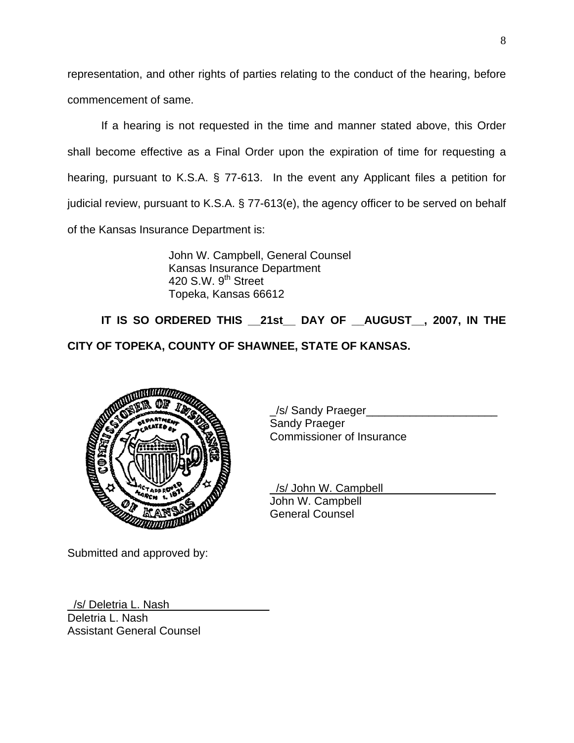representation, and other rights of parties relating to the conduct of the hearing, before commencement of same.

If a hearing is not requested in the time and manner stated above, this Order shall become effective as a Final Order upon the expiration of time for requesting a hearing, pursuant to K.S.A. § 77-613. In the event any Applicant files a petition for judicial review, pursuant to K.S.A. § 77-613(e), the agency officer to be served on behalf of the Kansas Insurance Department is:

John W. Campbell, General Counsel
Kansas Insurance Department
420 S.W. 9th Street
Topeka, Kansas 66612

**IT IS SO ORDERED THIS __21st__ DAY OF __AUGUST__, 2007, IN THE CITY OF TOPEKA, COUNTY OF SHAWNEE, STATE OF KANSAS.**

_/s/ Sandy Praeger_____________________
Sandy Praeger
Commissioner of Insurance

/s/ John W. Campbell
John W. Campbell
General Counsel

Submitted and approved by:

/s/ Deletria L. Nash
Deletria L. Nash
Assistant General Counsel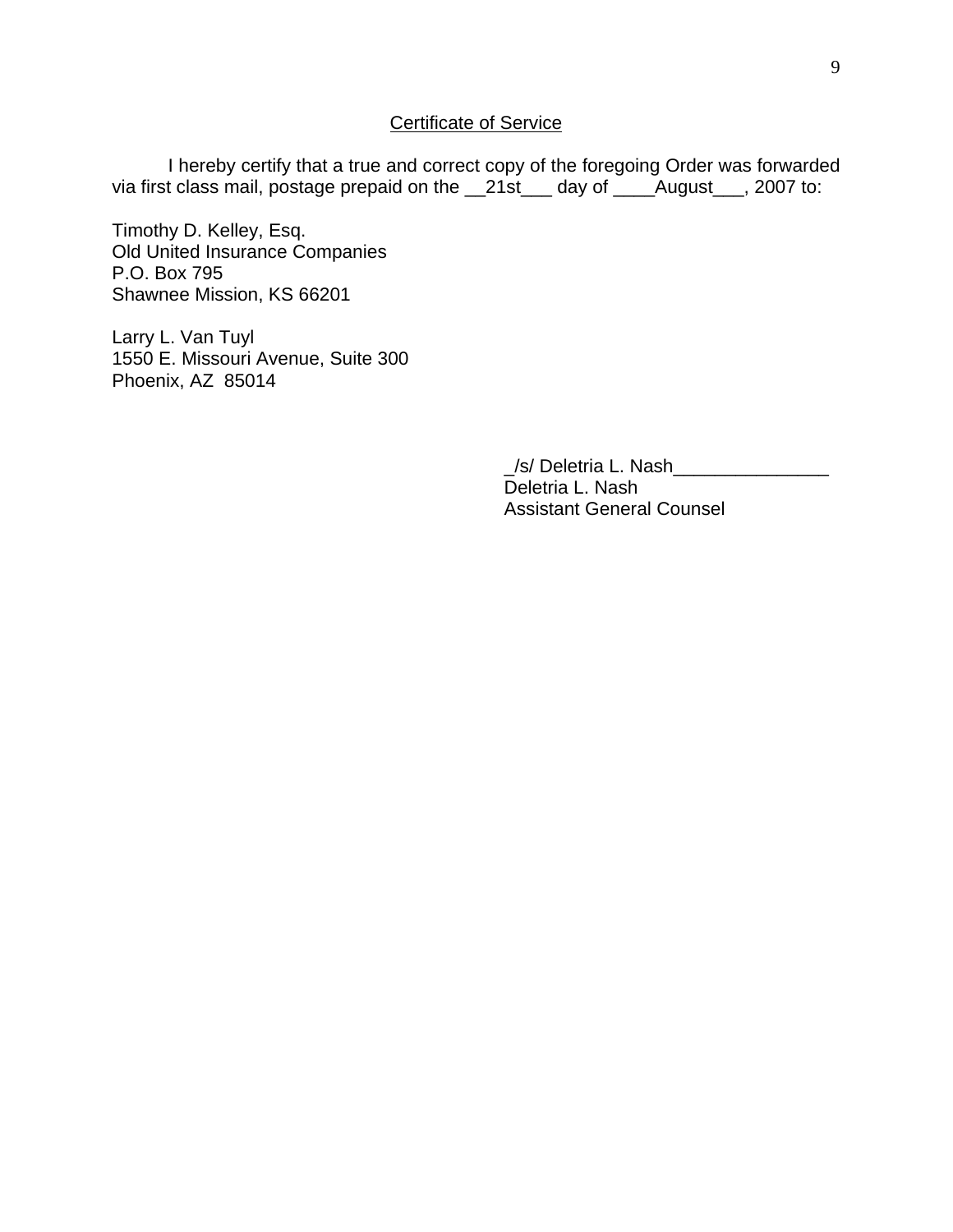<u>Certificate of Service</u>

I hereby certify that a true and correct copy of the foregoing Order was forwarded via first class mail, postage prepaid on the __21st___ day of ____August___, 2007 to:

Timothy D. Kelley, Esq.
Old United Insurance Companies
P.O. Box 795
Shawnee Mission, KS 66201

Larry L. Van Tuyl
1550 E. Missouri Avenue, Suite 300
Phoenix, AZ 85014

_/s/ Deletria L. Nash_______________
Deletria L. Nash
Assistant General Counsel